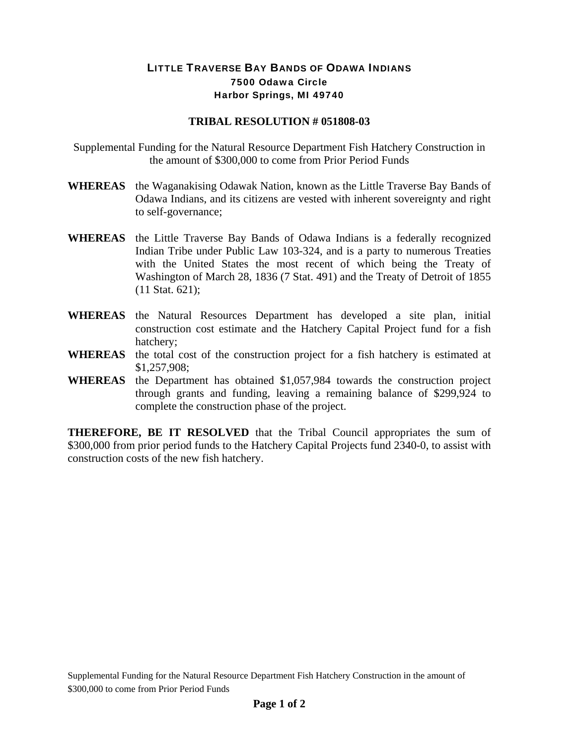# LITTLE TRAVERSE BAY BANDS OF ODAWA INDIANS

**7500 Odawa Circle**
**Harbor Springs, MI 49740**

## TRIBAL RESOLUTION # 051808-03

Supplemental Funding for the Natural Resource Department Fish Hatchery Construction in the amount of $300,000 to come from Prior Period Funds

**WHEREAS** the Waganakising Odawak Nation, known as the Little Traverse Bay Bands of Odawa Indians, and its citizens are vested with inherent sovereignty and right to self-governance;

**WHEREAS** the Little Traverse Bay Bands of Odawa Indians is a federally recognized Indian Tribe under Public Law 103-324, and is a party to numerous Treaties with the United States the most recent of which being the Treaty of Washington of March 28, 1836 (7 Stat. 491) and the Treaty of Detroit of 1855 (11 Stat. 621);

**WHEREAS** the Natural Resources Department has developed a site plan, initial construction cost estimate and the Hatchery Capital Project fund for a fish hatchery;

**WHEREAS** the total cost of the construction project for a fish hatchery is estimated at $1,257,908;

**WHEREAS** the Department has obtained $1,057,984 towards the construction project through grants and funding, leaving a remaining balance of $299,924 to complete the construction phase of the project.

**THEREFORE, BE IT RESOLVED** that the Tribal Council appropriates the sum of $300,000 from prior period funds to the Hatchery Capital Projects fund 2340-0, to assist with construction costs of the new fish hatchery.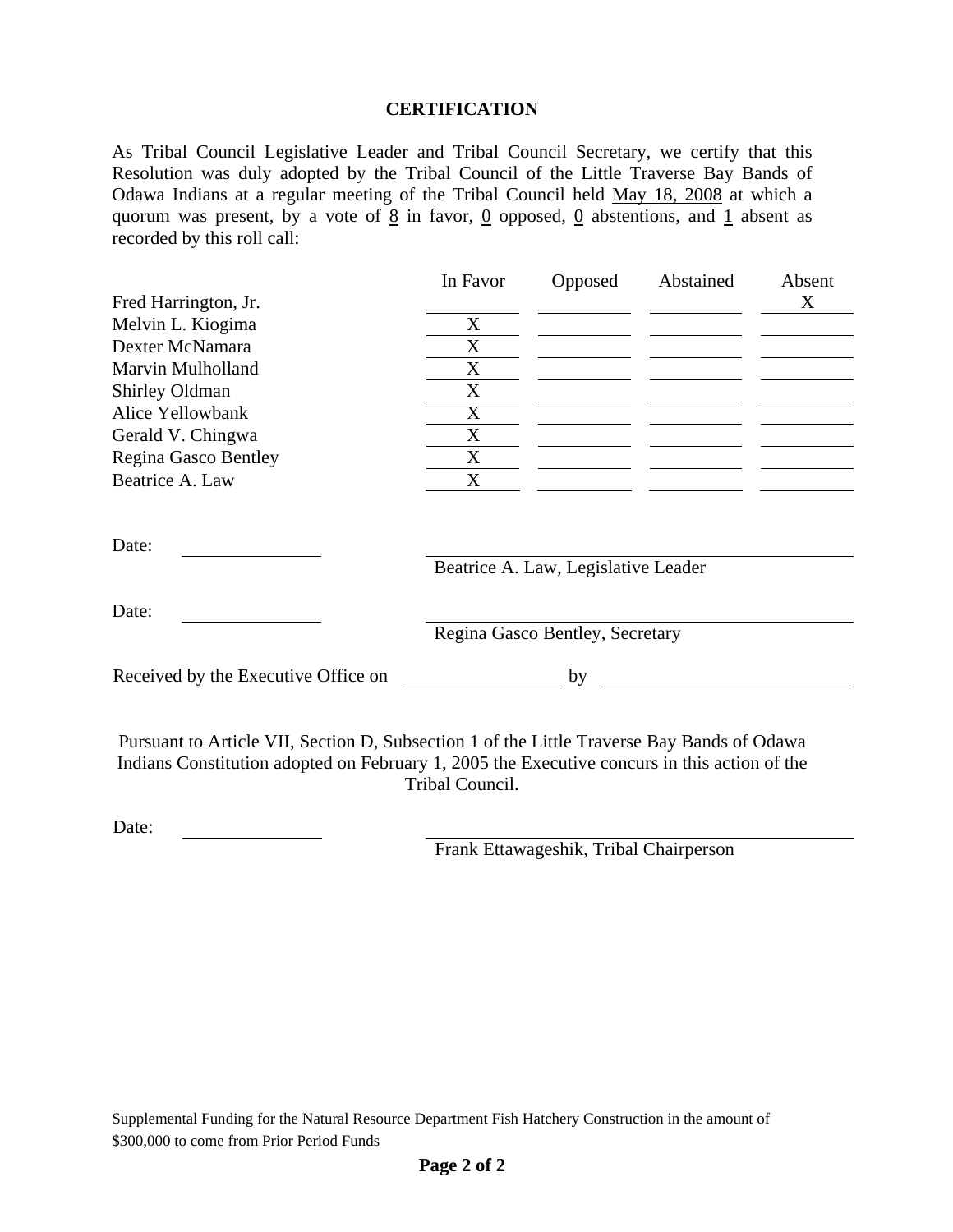**CERTIFICATION**

As Tribal Council Legislative Leader and Tribal Council Secretary, we certify that this Resolution was duly adopted by the Tribal Council of the Little Traverse Bay Bands of Odawa Indians at a regular meeting of the Tribal Council held May 18, 2008 at which a quorum was present, by a vote of 8 in favor, 0 opposed, 0 abstentions, and 1 absent as recorded by this roll call:

| | In Favor | Opposed | Abstained | Absent |
|---|---|---|---|---|
| Fred Harrington, Jr. | | | | X |
| Melvin L. Kiogima | X | | | |
| Dexter McNamara | X | | | |
| Marvin Mulholland | X | | | |
| Shirley Oldman | X | | | |
| Alice Yellowbank | X | | | |
| Gerald V. Chingwa | X | | | |
| Regina Gasco Bentley | X | | | |
| Beatrice A. Law | X | | | |

Date: ______________ ________________________________
Beatrice A. Law, Legislative Leader

Date: ______________ ________________________________
Regina Gasco Bentley, Secretary

Received by the Executive Office on ______________ by ______________________

Pursuant to Article VII, Section D, Subsection 1 of the Little Traverse Bay Bands of Odawa Indians Constitution adopted on February 1, 2005 the Executive concurs in this action of the Tribal Council.

Date: ______________ ________________________________
Frank Ettawageshik, Tribal Chairperson

Supplemental Funding for the Natural Resource Department Fish Hatchery Construction in the amount of $300,000 to come from Prior Period Funds